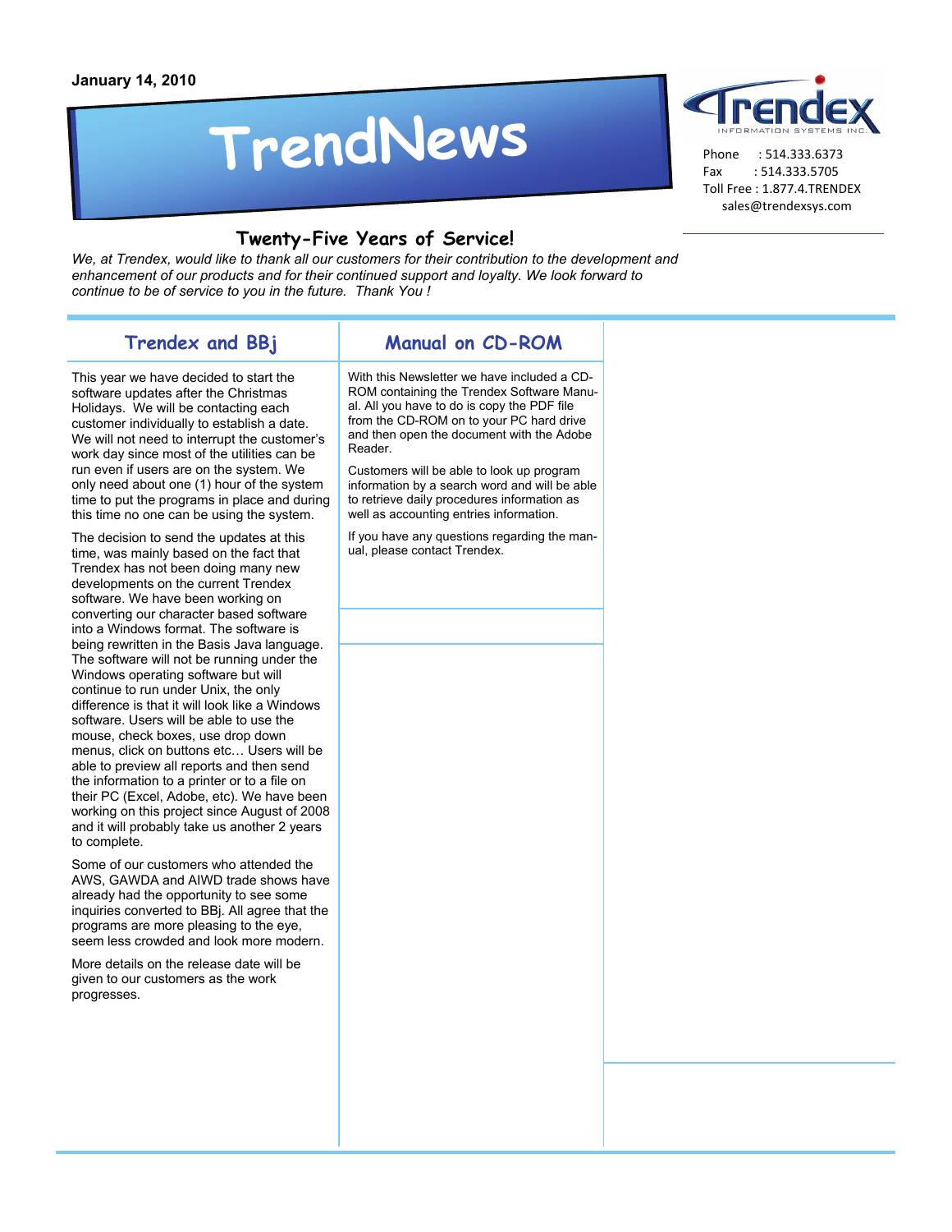January 14, 2010

# TrendNews

Trendex INFORMATION SYSTEMS INC.

Phone : 514.333.6373
Fax : 514.333.5705
Toll Free : 1.877.4.TRENDEX
sales@trendexsys.com

## Twenty-Five Years of Service!

*We, at Trendex, would like to thank all our customers for their contribution to the development and enhancement of our products and for their continued support and loyalty. We look forward to continue to be of service to you in the future. Thank You !*

## Trendex and BBj

This year we have decided to start the software updates after the Christmas Holidays. We will be contacting each customer individually to establish a date. We will not need to interrupt the customer's work day since most of the utilities can be run even if users are on the system. We only need about one (1) hour of the system time to put the programs in place and during this time no one can be using the system.

The decision to send the updates at this time, was mainly based on the fact that Trendex has not been doing many new developments on the current Trendex software. We have been working on converting our character based software into a Windows format. The software is being rewritten in the Basis Java language. The software will not be running under the Windows operating software but will continue to run under Unix, the only difference is that it will look like a Windows software. Users will be able to use the mouse, check boxes, use drop down menus, click on buttons etc… Users will be able to preview all reports and then send the information to a printer or to a file on their PC (Excel, Adobe, etc). We have been working on this project since August of 2008 and it will probably take us another 2 years to complete.

Some of our customers who attended the AWS, GAWDA and AIWD trade shows have already had the opportunity to see some inquiries converted to BBj. All agree that the programs are more pleasing to the eye, seem less crowded and look more modern.

More details on the release date will be given to our customers as the work progresses.

## Manual on CD-ROM

With this Newsletter we have included a CD-ROM containing the Trendex Software Manual. All you have to do is copy the PDF file from the CD-ROM to your PC hard drive and then open the document with the Adobe Reader.

Customers will be able to look up program information by a search word and will be able to retrieve daily procedures information as well as accounting entries information.

If you have any questions regarding the manual, please contact Trendex.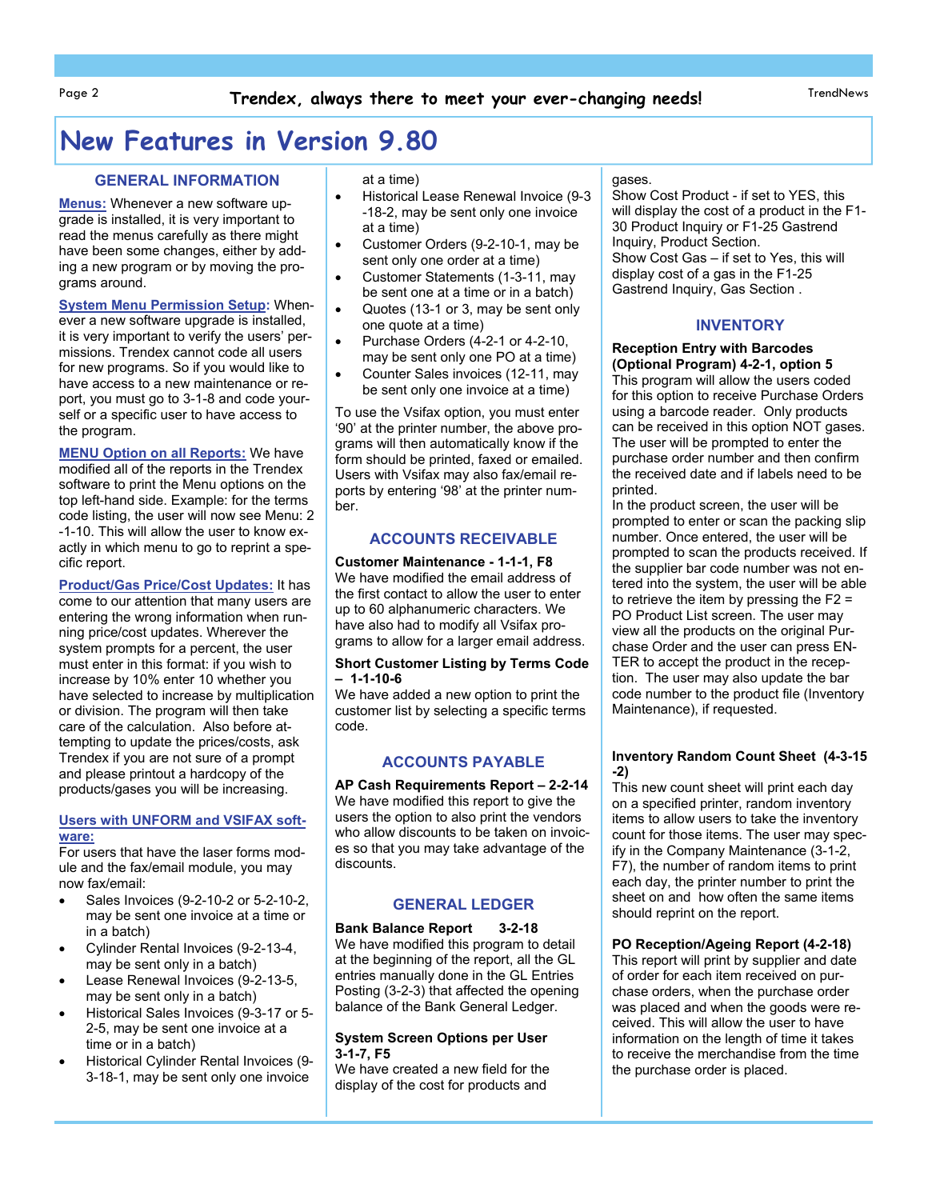# New Features in Version 9.80

## GENERAL INFORMATION

**Menus:** Whenever a new software upgrade is installed, it is very important to read the menus carefully as there might have been some changes, either by adding a new program or by moving the programs around.

**System Menu Permission Setup**: Whenever a new software upgrade is installed, it is very important to verify the users' permissions. Trendex cannot code all users for new programs. So if you would like to have access to a new maintenance or report, you must go to 3-1-8 and code yourself or a specific user to have access to the program.

**MENU Option on all Reports:** We have modified all of the reports in the Trendex software to print the Menu options on the top left-hand side. Example: for the terms code listing, the user will now see Menu: 2-1-10. This will allow the user to know exactly in which menu to go to reprint a specific report.

**Product/Gas Price/Cost Updates:** It has come to our attention that many users are entering the wrong information when running price/cost updates. Wherever the system prompts for a percent, the user must enter in this format: if you wish to increase by 10% enter 10 whether you have selected to increase by multiplication or division. The program will then take care of the calculation. Also before attempting to update the prices/costs, ask Trendex if you are not sure of a prompt and please printout a hardcopy of the products/gases you will be increasing.

**Users with UNFORM and VSIFAX software:**
For users that have the laser forms module and the fax/email module, you may now fax/email:

- Sales Invoices (9-2-10-2 or 5-2-10-2, may be sent one invoice at a time or in a batch)
- Cylinder Rental Invoices (9-2-13-4, may be sent only in a batch)
- Lease Renewal Invoices (9-2-13-5, may be sent only in a batch)
- Historical Sales Invoices (9-3-17 or 5-2-5, may be sent one invoice at a time or in a batch)
- Historical Cylinder Rental Invoices (9-3-18-1, may be sent only one invoice at a time)
- Historical Lease Renewal Invoice (9-3-18-2, may be sent only one invoice at a time)
- Customer Orders (9-2-10-1, may be sent only one order at a time)
- Customer Statements (1-3-11, may be sent one at a time or in a batch)
- Quotes (13-1 or 3, may be sent only one quote at a time)
- Purchase Orders (4-2-1 or 4-2-10, may be sent only one PO at a time)
- Counter Sales invoices (12-11, may be sent only one invoice at a time)

To use the Vsifax option, you must enter '90' at the printer number, the above programs will then automatically know if the form should be printed, faxed or emailed. Users with Vsifax may also fax/email reports by entering '98' at the printer number.

## ACCOUNTS RECEIVABLE

**Customer Maintenance - 1-1-1, F8**
We have modified the email address of the first contact to allow the user to enter up to 60 alphanumeric characters. We have also had to modify all Vsifax programs to allow for a larger email address.

**Short Customer Listing by Terms Code – 1-1-10-6**
We have added a new option to print the customer list by selecting a specific terms code.

## ACCOUNTS PAYABLE

**AP Cash Requirements Report – 2-2-14**
We have modified this report to give the users the option to also print the vendors who allow discounts to be taken on invoices so that you may take advantage of the discounts.

## GENERAL LEDGER

**Bank Balance Report 3-2-18**
We have modified this program to detail at the beginning of the report, all the GL entries manually done in the GL Entries Posting (3-2-3) that affected the opening balance of the Bank General Ledger.

**System Screen Options per User 3-1-7, F5**
We have created a new field for the display of the cost for products and gases.
Show Cost Product - if set to YES, this will display the cost of a product in the F1-30 Product Inquiry or F1-25 Gastrend Inquiry, Product Section.
Show Cost Gas – if set to Yes, this will display cost of a gas in the F1-25 Gastrend Inquiry, Gas Section .

## INVENTORY

**Reception Entry with Barcodes (Optional Program) 4-2-1, option 5**
This program will allow the users coded for this option to receive Purchase Orders using a barcode reader. Only products can be received in this option NOT gases. The user will be prompted to enter the purchase order number and then confirm the received date and if labels need to be printed.
In the product screen, the user will be prompted to enter or scan the packing slip number. Once entered, the user will be prompted to scan the products received. If the supplier bar code number was not entered into the system, the user will be able to retrieve the item by pressing the F2 = PO Product List screen. The user may view all the products on the original Purchase Order and the user can press ENTER to accept the product in the reception. The user may also update the bar code number to the product file (Inventory Maintenance), if requested.

**Inventory Random Count Sheet (4-3-15-2)**
This new count sheet will print each day on a specified printer, random inventory items to allow users to take the inventory count for those items. The user may specify in the Company Maintenance (3-1-2, F7), the number of random items to print each day, the printer number to print the sheet on and how often the same items should reprint on the report.

**PO Reception/Ageing Report (4-2-18)**
This report will print by supplier and date of order for each item received on purchase orders, when the purchase order was placed and when the goods were received. This will allow the user to have information on the length of time it takes to receive the merchandise from the time the purchase order is placed.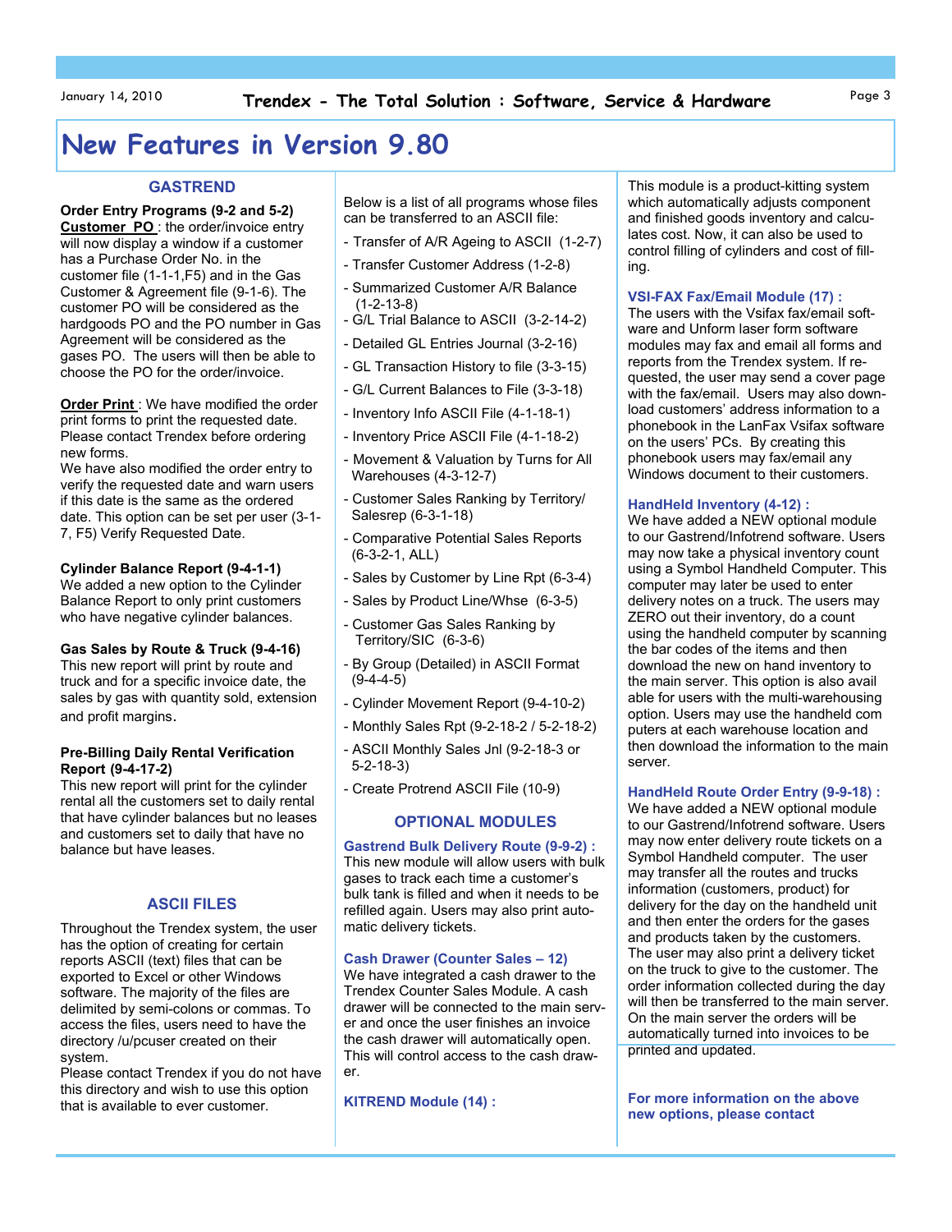# New Features in Version 9.80

## GASTREND

**Order Entry Programs (9-2 and 5-2)**

**Customer PO** : the order/invoice entry will now display a window if a customer has a Purchase Order No. in the customer file (1-1-1,F5) and in the Gas Customer & Agreement file (9-1-6). The customer PO will be considered as the hardgoods PO and the PO number in Gas Agreement will be considered as the gases PO. The users will then be able to choose the PO for the order/invoice.

**Order Print** : We have modified the order print forms to print the requested date. Please contact Trendex before ordering new forms.

We have also modified the order entry to verify the requested date and warn users if this date is the same as the ordered date. This option can be set per user (3-1-7, F5) Verify Requested Date.

**Cylinder Balance Report (9-4-1-1)**

We added a new option to the Cylinder Balance Report to only print customers who have negative cylinder balances.

**Gas Sales by Route & Truck (9-4-16)**

This new report will print by route and truck and for a specific invoice date, the sales by gas with quantity sold, extension and profit margins.

**Pre-Billing Daily Rental Verification Report (9-4-17-2)**

This new report will print for the cylinder rental all the customers set to daily rental that have cylinder balances but no leases and customers set to daily that have no balance but have leases.

## ASCII FILES

Throughout the Trendex system, the user has the option of creating for certain reports ASCII (text) files that can be exported to Excel or other Windows software. The majority of the files are delimited by semi-colons or commas. To access the files, users need to have the directory /u/pcuser created on their system.

Please contact Trendex if you do not have this directory and wish to use this option that is available to ever customer.

Below is a list of all programs whose files can be transferred to an ASCII file:

- Transfer of A/R Ageing to ASCII (1-2-7)
- Transfer Customer Address (1-2-8)
- Summarized Customer A/R Balance (1-2-13-8)
- G/L Trial Balance to ASCII (3-2-14-2)
- Detailed GL Entries Journal (3-2-16)
- GL Transaction History to file (3-3-15)
- G/L Current Balances to File (3-3-18)
- Inventory Info ASCII File (4-1-18-1)
- Inventory Price ASCII File (4-1-18-2)
- Movement & Valuation by Turns for All Warehouses (4-3-12-7)
- Customer Sales Ranking by Territory/ Salesrep (6-3-1-18)
- Comparative Potential Sales Reports (6-3-2-1, ALL)
- Sales by Customer by Line Rpt (6-3-4)
- Sales by Product Line/Whse (6-3-5)
- Customer Gas Sales Ranking by Territory/SIC (6-3-6)
- By Group (Detailed) in ASCII Format (9-4-4-5)
- Cylinder Movement Report (9-4-10-2)
- Monthly Sales Rpt (9-2-18-2 / 5-2-18-2)
- ASCII Monthly Sales Jnl (9-2-18-3 or 5-2-18-3)
- Create Protrend ASCII File (10-9)

## OPTIONAL MODULES

### Gastrend Bulk Delivery Route (9-9-2) :

This new module will allow users with bulk gases to track each time a customer's bulk tank is filled and when it needs to be refilled again. Users may also print automatic delivery tickets.

### Cash Drawer (Counter Sales – 12)

We have integrated a cash drawer to the Trendex Counter Sales Module. A cash drawer will be connected to the main server and once the user finishes an invoice the cash drawer will automatically open. This will control access to the cash drawer.

### KITREND Module (14) :

This module is a product-kitting system which automatically adjusts component and finished goods inventory and calculates cost. Now, it can also be used to control filling of cylinders and cost of filling.

### VSI-FAX Fax/Email Module (17) :

The users with the Vsifax fax/email software and Unform laser form software modules may fax and email all forms and reports from the Trendex system. If requested, the user may send a cover page with the fax/email. Users may also download customers' address information to a phonebook in the LanFax Vsifax software on the users' PCs. By creating this phonebook users may fax/email any Windows document to their customers.

### HandHeld Inventory (4-12) :

We have added a NEW optional module to our Gastrend/Infotrend software. Users may now take a physical inventory count using a Symbol Handheld Computer. This computer may later be used to enter delivery notes on a truck. The users may ZERO out their inventory, do a count using the handheld computer by scanning the bar codes of the items and then download the new on hand inventory to the main server. This option is also available for users with the multi-warehousing option. Users may use the handheld computers at each warehouse location and then download the information to the main server.

### HandHeld Route Order Entry (9-9-18) :

We have added a NEW optional module to our Gastrend/Infotrend software. Users may now enter delivery route tickets on a Symbol Handheld computer. The user may transfer all the routes and trucks information (customers, product) for delivery for the day on the handheld unit and then enter the orders for the gases and products taken by the customers. The user may also print a delivery ticket on the truck to give to the customer. The order information collected during the day will then be transferred to the main server. On the main server the orders will be automatically turned into invoices to be printed and updated.

**For more information on the above new options, please contact**